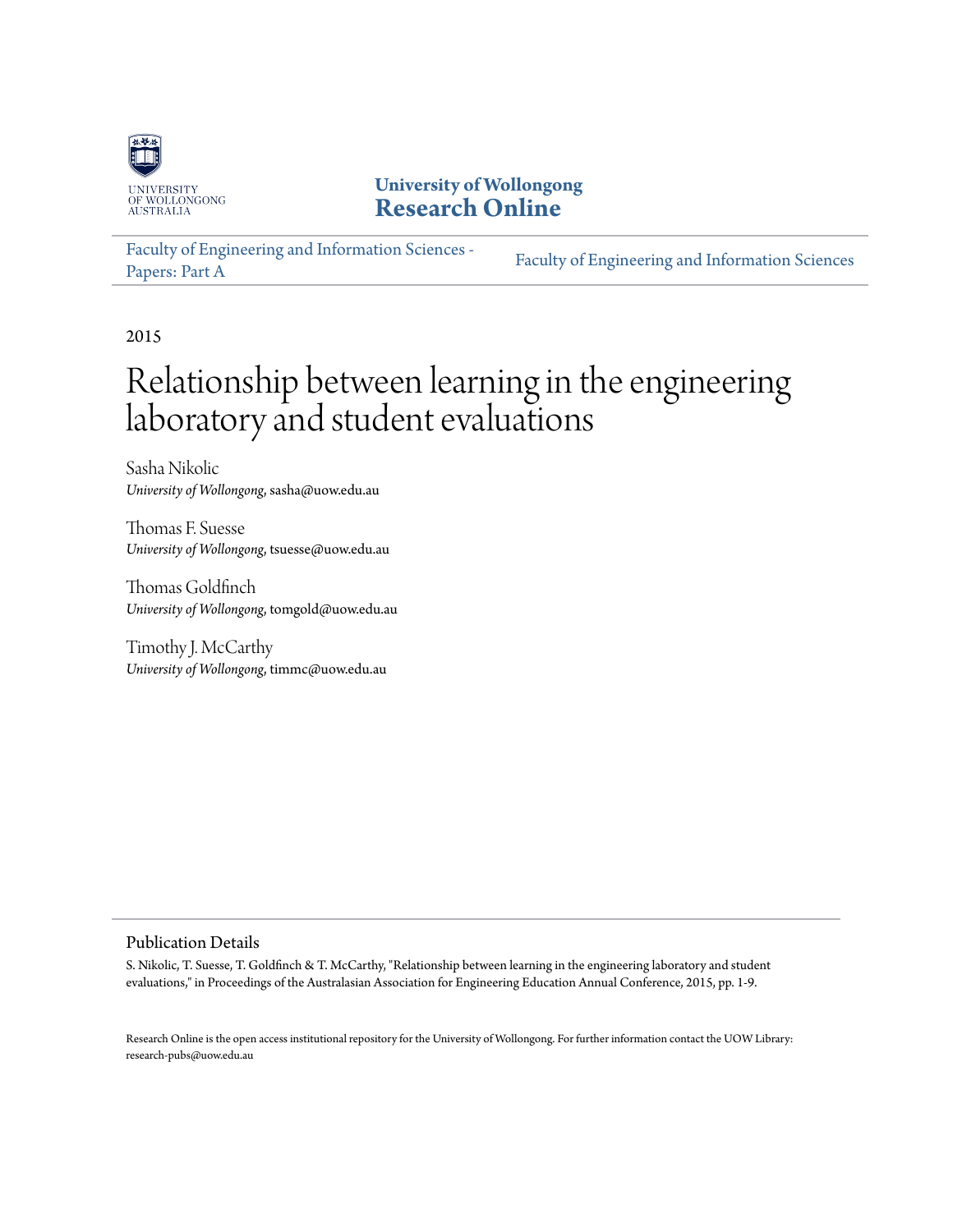University of Wollongong
# Research Online

Faculty of Engineering and Information Sciences - Papers: Part A

Faculty of Engineering and Information Sciences

2015

# Relationship between learning in the engineering laboratory and student evaluations

Sasha Nikolic
*University of Wollongong*, sasha@uow.edu.au

Thomas F. Suesse
*University of Wollongong*, tsuesse@uow.edu.au

Thomas Goldfinch
*University of Wollongong*, tomgold@uow.edu.au

Timothy J. McCarthy
*University of Wollongong*, timmc@uow.edu.au

## Publication Details

S. Nikolic, T. Suesse, T. Goldfinch & T. McCarthy, "Relationship between learning in the engineering laboratory and student evaluations," in Proceedings of the Australasian Association for Engineering Education Annual Conference, 2015, pp. 1-9.

Research Online is the open access institutional repository for the University of Wollongong. For further information contact the UOW Library: research-pubs@uow.edu.au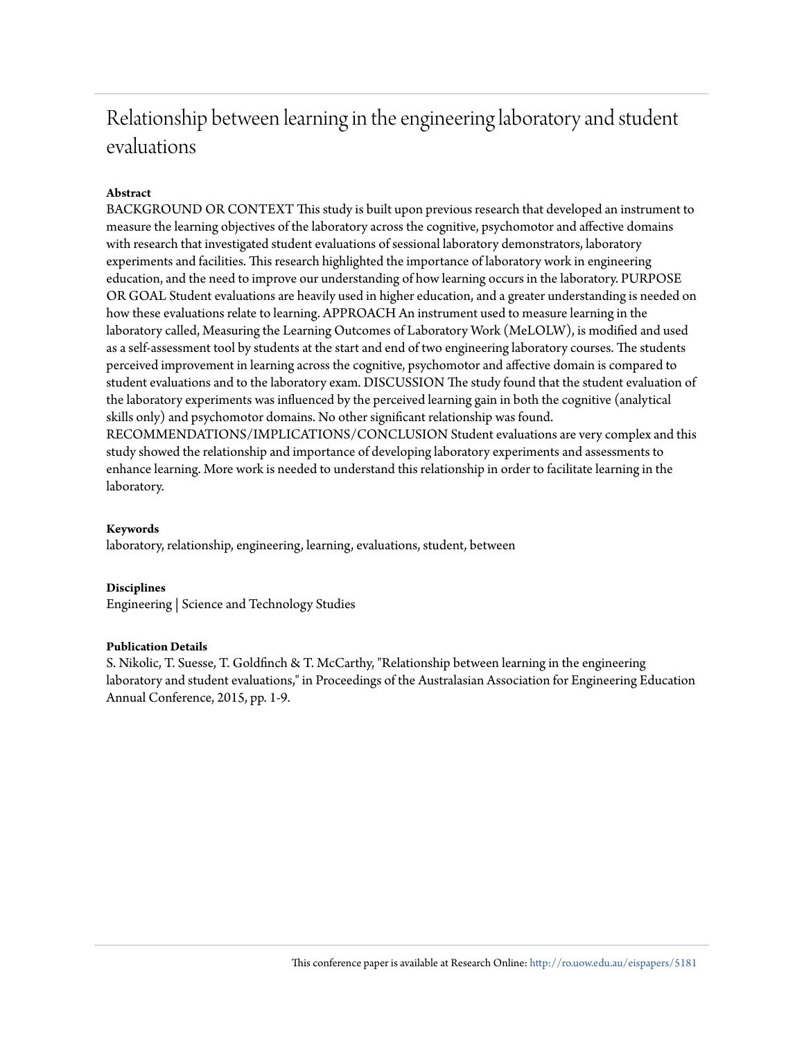# Relationship between learning in the engineering laboratory and student evaluations

**Abstract**

BACKGROUND OR CONTEXT This study is built upon previous research that developed an instrument to measure the learning objectives of the laboratory across the cognitive, psychomotor and affective domains with research that investigated student evaluations of sessional laboratory demonstrators, laboratory experiments and facilities. This research highlighted the importance of laboratory work in engineering education, and the need to improve our understanding of how learning occurs in the laboratory. PURPOSE OR GOAL Student evaluations are heavily used in higher education, and a greater understanding is needed on how these evaluations relate to learning. APPROACH An instrument used to measure learning in the laboratory called, Measuring the Learning Outcomes of Laboratory Work (MeLOLW), is modified and used as a self-assessment tool by students at the start and end of two engineering laboratory courses. The students perceived improvement in learning across the cognitive, psychomotor and affective domain is compared to student evaluations and to the laboratory exam. DISCUSSION The study found that the student evaluation of the laboratory experiments was influenced by the perceived learning gain in both the cognitive (analytical skills only) and psychomotor domains. No other significant relationship was found. RECOMMENDATIONS/IMPLICATIONS/CONCLUSION Student evaluations are very complex and this study showed the relationship and importance of developing laboratory experiments and assessments to enhance learning. More work is needed to understand this relationship in order to facilitate learning in the laboratory.

**Keywords**

laboratory, relationship, engineering, learning, evaluations, student, between

**Disciplines**

Engineering | Science and Technology Studies

**Publication Details**

S. Nikolic, T. Suesse, T. Goldfinch & T. McCarthy, "Relationship between learning in the engineering laboratory and student evaluations," in Proceedings of the Australasian Association for Engineering Education Annual Conference, 2015, pp. 1-9.

This conference paper is available at Research Online: http://ro.uow.edu.au/eispapers/5181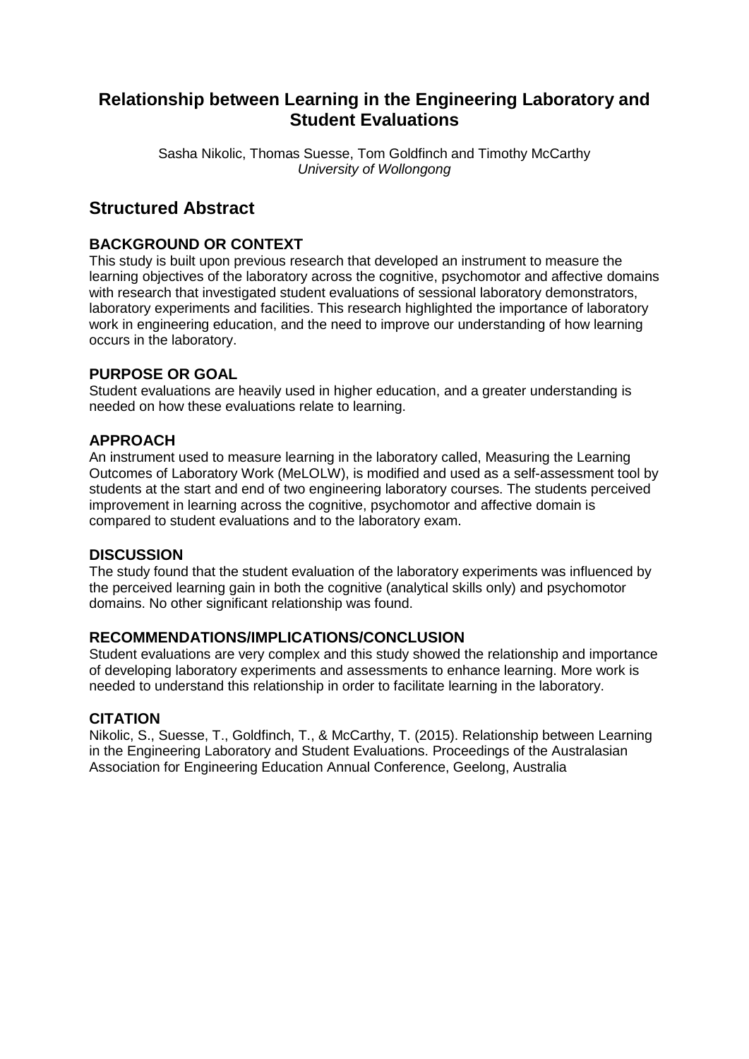# Relationship between Learning in the Engineering Laboratory and Student Evaluations

Sasha Nikolic, Thomas Suesse, Tom Goldfinch and Timothy McCarthy
*University of Wollongong*

## Structured Abstract

### BACKGROUND OR CONTEXT

This study is built upon previous research that developed an instrument to measure the learning objectives of the laboratory across the cognitive, psychomotor and affective domains with research that investigated student evaluations of sessional laboratory demonstrators, laboratory experiments and facilities. This research highlighted the importance of laboratory work in engineering education, and the need to improve our understanding of how learning occurs in the laboratory.

### PURPOSE OR GOAL

Student evaluations are heavily used in higher education, and a greater understanding is needed on how these evaluations relate to learning.

### APPROACH

An instrument used to measure learning in the laboratory called, Measuring the Learning Outcomes of Laboratory Work (MeLOLW), is modified and used as a self-assessment tool by students at the start and end of two engineering laboratory courses. The students perceived improvement in learning across the cognitive, psychomotor and affective domain is compared to student evaluations and to the laboratory exam.

### DISCUSSION

The study found that the student evaluation of the laboratory experiments was influenced by the perceived learning gain in both the cognitive (analytical skills only) and psychomotor domains. No other significant relationship was found.

### RECOMMENDATIONS/IMPLICATIONS/CONCLUSION

Student evaluations are very complex and this study showed the relationship and importance of developing laboratory experiments and assessments to enhance learning. More work is needed to understand this relationship in order to facilitate learning in the laboratory.

### CITATION

Nikolic, S., Suesse, T., Goldfinch, T., & McCarthy, T. (2015). Relationship between Learning in the Engineering Laboratory and Student Evaluations. Proceedings of the Australasian Association for Engineering Education Annual Conference, Geelong, Australia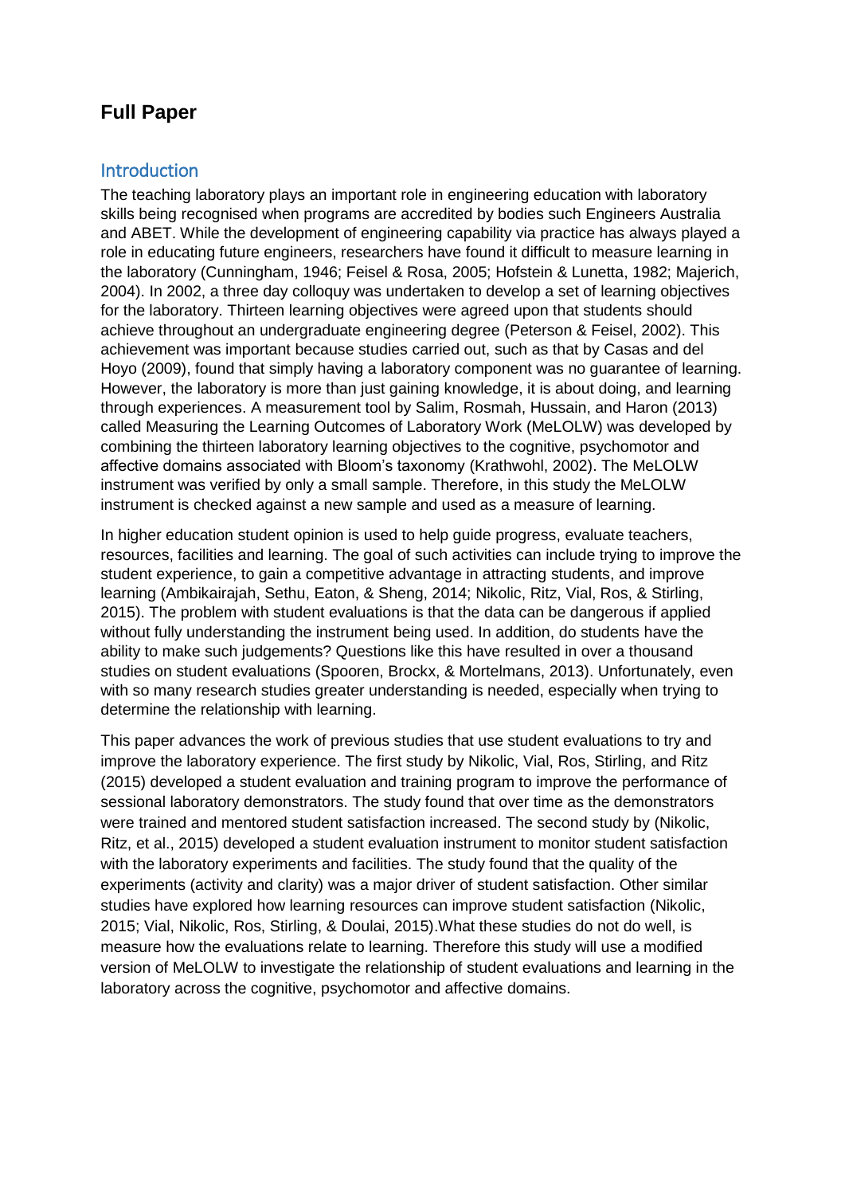## Full Paper

### Introduction

The teaching laboratory plays an important role in engineering education with laboratory skills being recognised when programs are accredited by bodies such Engineers Australia and ABET. While the development of engineering capability via practice has always played a role in educating future engineers, researchers have found it difficult to measure learning in the laboratory (Cunningham, 1946; Feisel & Rosa, 2005; Hofstein & Lunetta, 1982; Majerich, 2004). In 2002, a three day colloquy was undertaken to develop a set of learning objectives for the laboratory. Thirteen learning objectives were agreed upon that students should achieve throughout an undergraduate engineering degree (Peterson & Feisel, 2002). This achievement was important because studies carried out, such as that by Casas and del Hoyo (2009), found that simply having a laboratory component was no guarantee of learning. However, the laboratory is more than just gaining knowledge, it is about doing, and learning through experiences. A measurement tool by Salim, Rosmah, Hussain, and Haron (2013) called Measuring the Learning Outcomes of Laboratory Work (MeLOLW) was developed by combining the thirteen laboratory learning objectives to the cognitive, psychomotor and affective domains associated with Bloom's taxonomy (Krathwohl, 2002). The MeLOLW instrument was verified by only a small sample. Therefore, in this study the MeLOLW instrument is checked against a new sample and used as a measure of learning.

In higher education student opinion is used to help guide progress, evaluate teachers, resources, facilities and learning. The goal of such activities can include trying to improve the student experience, to gain a competitive advantage in attracting students, and improve learning (Ambikairajah, Sethu, Eaton, & Sheng, 2014; Nikolic, Ritz, Vial, Ros, & Stirling, 2015). The problem with student evaluations is that the data can be dangerous if applied without fully understanding the instrument being used. In addition, do students have the ability to make such judgements? Questions like this have resulted in over a thousand studies on student evaluations (Spooren, Brockx, & Mortelmans, 2013). Unfortunately, even with so many research studies greater understanding is needed, especially when trying to determine the relationship with learning.

This paper advances the work of previous studies that use student evaluations to try and improve the laboratory experience. The first study by Nikolic, Vial, Ros, Stirling, and Ritz (2015) developed a student evaluation and training program to improve the performance of sessional laboratory demonstrators. The study found that over time as the demonstrators were trained and mentored student satisfaction increased. The second study by (Nikolic, Ritz, et al., 2015) developed a student evaluation instrument to monitor student satisfaction with the laboratory experiments and facilities. The study found that the quality of the experiments (activity and clarity) was a major driver of student satisfaction. Other similar studies have explored how learning resources can improve student satisfaction (Nikolic, 2015; Vial, Nikolic, Ros, Stirling, & Doulai, 2015).What these studies do not do well, is measure how the evaluations relate to learning. Therefore this study will use a modified version of MeLOLW to investigate the relationship of student evaluations and learning in the laboratory across the cognitive, psychomotor and affective domains.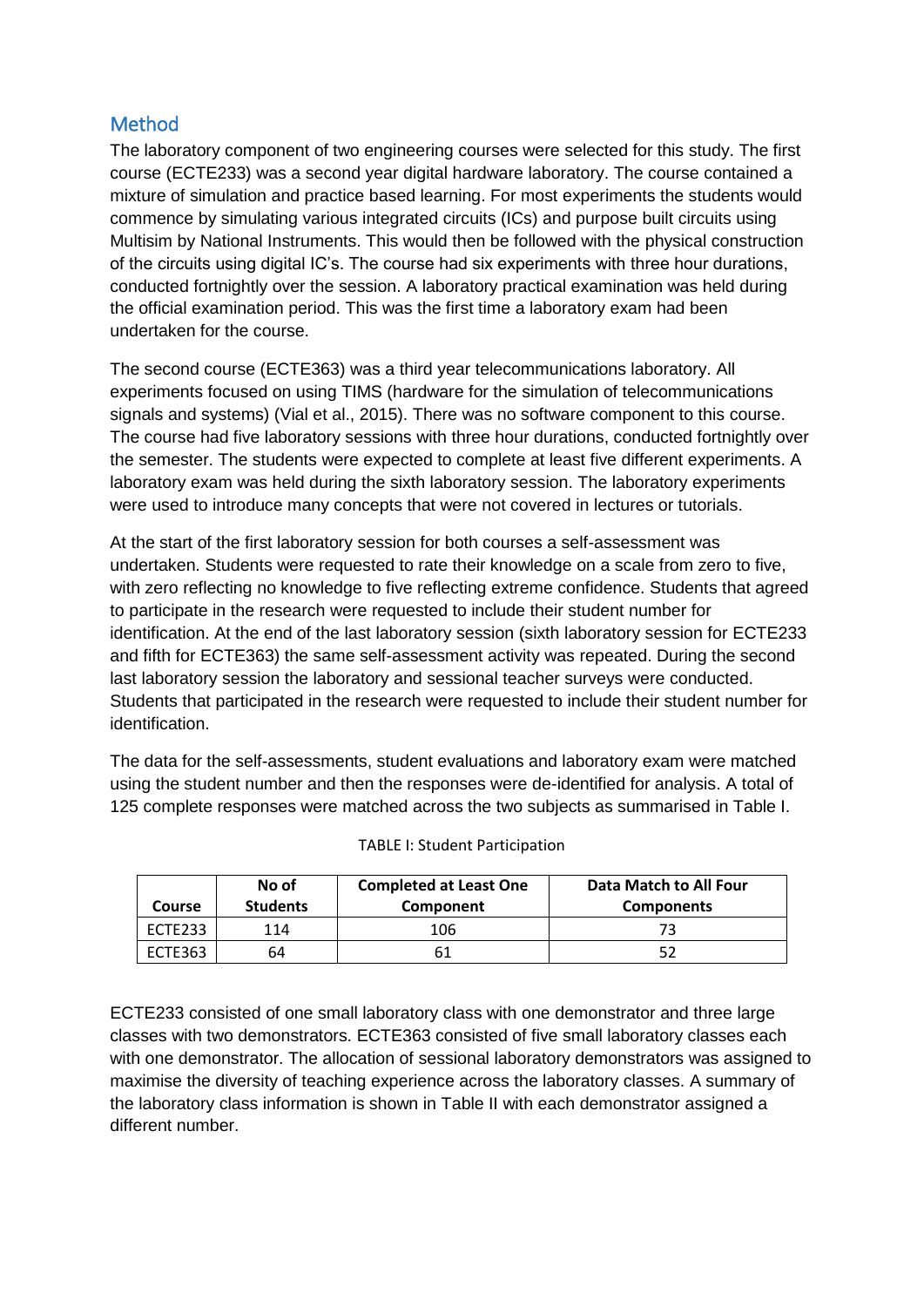## Method

The laboratory component of two engineering courses were selected for this study. The first course (ECTE233) was a second year digital hardware laboratory. The course contained a mixture of simulation and practice based learning. For most experiments the students would commence by simulating various integrated circuits (ICs) and purpose built circuits using Multisim by National Instruments. This would then be followed with the physical construction of the circuits using digital IC's. The course had six experiments with three hour durations, conducted fortnightly over the session. A laboratory practical examination was held during the official examination period. This was the first time a laboratory exam had been undertaken for the course.

The second course (ECTE363) was a third year telecommunications laboratory. All experiments focused on using TIMS (hardware for the simulation of telecommunications signals and systems) (Vial et al., 2015). There was no software component to this course. The course had five laboratory sessions with three hour durations, conducted fortnightly over the semester. The students were expected to complete at least five different experiments. A laboratory exam was held during the sixth laboratory session. The laboratory experiments were used to introduce many concepts that were not covered in lectures or tutorials.

At the start of the first laboratory session for both courses a self-assessment was undertaken. Students were requested to rate their knowledge on a scale from zero to five, with zero reflecting no knowledge to five reflecting extreme confidence. Students that agreed to participate in the research were requested to include their student number for identification. At the end of the last laboratory session (sixth laboratory session for ECTE233 and fifth for ECTE363) the same self-assessment activity was repeated. During the second last laboratory session the laboratory and sessional teacher surveys were conducted. Students that participated in the research were requested to include their student number for identification.

The data for the self-assessments, student evaluations and laboratory exam were matched using the student number and then the responses were de-identified for analysis. A total of 125 complete responses were matched across the two subjects as summarised in Table I.

TABLE I: Student Participation

| Course | No of Students | Completed at Least One Component | Data Match to All Four Components |
|---|---|---|---|
| ECTE233 | 114 | 106 | 73 |
| ECTE363 | 64 | 61 | 52 |

ECTE233 consisted of one small laboratory class with one demonstrator and three large classes with two demonstrators. ECTE363 consisted of five small laboratory classes each with one demonstrator. The allocation of sessional laboratory demonstrators was assigned to maximise the diversity of teaching experience across the laboratory classes. A summary of the laboratory class information is shown in Table II with each demonstrator assigned a different number.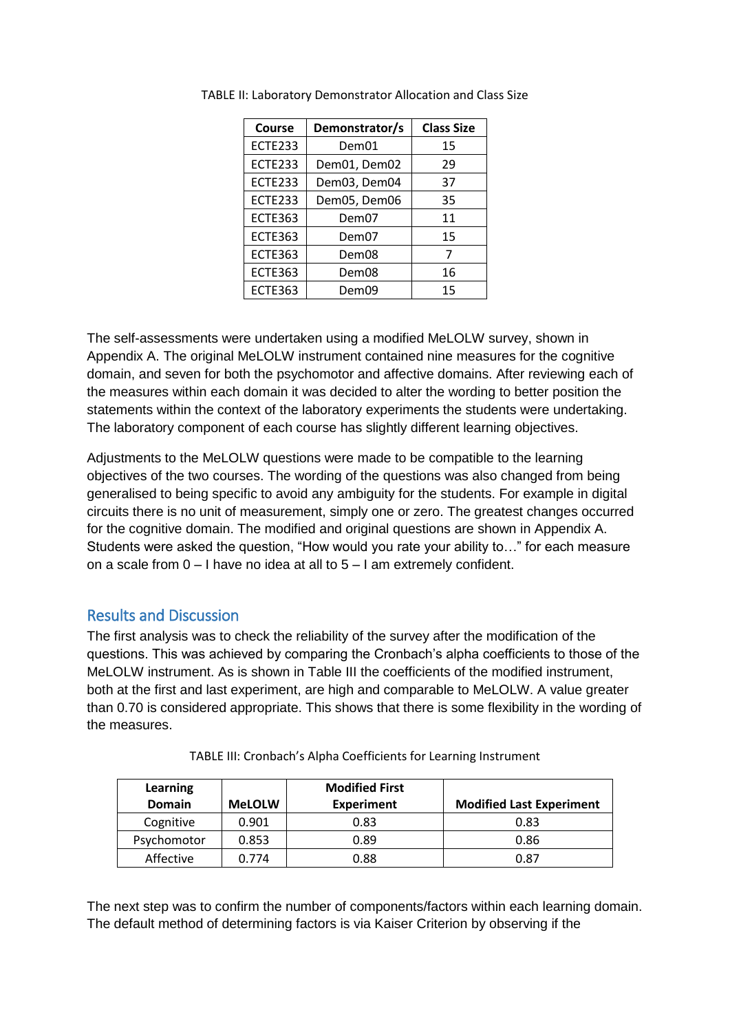TABLE II: Laboratory Demonstrator Allocation and Class Size

| Course | Demonstrator/s | Class Size |
|---|---|---|
| ECTE233 | Dem01 | 15 |
| ECTE233 | Dem01, Dem02 | 29 |
| ECTE233 | Dem03, Dem04 | 37 |
| ECTE233 | Dem05, Dem06 | 35 |
| ECTE363 | Dem07 | 11 |
| ECTE363 | Dem07 | 15 |
| ECTE363 | Dem08 | 7 |
| ECTE363 | Dem08 | 16 |
| ECTE363 | Dem09 | 15 |

The self-assessments were undertaken using a modified MeLOLW survey, shown in Appendix A. The original MeLOLW instrument contained nine measures for the cognitive domain, and seven for both the psychomotor and affective domains. After reviewing each of the measures within each domain it was decided to alter the wording to better position the statements within the context of the laboratory experiments the students were undertaking. The laboratory component of each course has slightly different learning objectives.

Adjustments to the MeLOLW questions were made to be compatible to the learning objectives of the two courses. The wording of the questions was also changed from being generalised to being specific to avoid any ambiguity for the students. For example in digital circuits there is no unit of measurement, simply one or zero. The greatest changes occurred for the cognitive domain. The modified and original questions are shown in Appendix A. Students were asked the question, "How would you rate your ability to…" for each measure on a scale from 0 – I have no idea at all to 5 – I am extremely confident.

## Results and Discussion

The first analysis was to check the reliability of the survey after the modification of the questions. This was achieved by comparing the Cronbach's alpha coefficients to those of the MeLOLW instrument. As is shown in Table III the coefficients of the modified instrument, both at the first and last experiment, are high and comparable to MeLOLW. A value greater than 0.70 is considered appropriate. This shows that there is some flexibility in the wording of the measures.

TABLE III: Cronbach's Alpha Coefficients for Learning Instrument

| Learning Domain | MeLOLW | Modified First Experiment | Modified Last Experiment |
|---|---|---|---|
| Cognitive | 0.901 | 0.83 | 0.83 |
| Psychomotor | 0.853 | 0.89 | 0.86 |
| Affective | 0.774 | 0.88 | 0.87 |

The next step was to confirm the number of components/factors within each learning domain. The default method of determining factors is via Kaiser Criterion by observing if the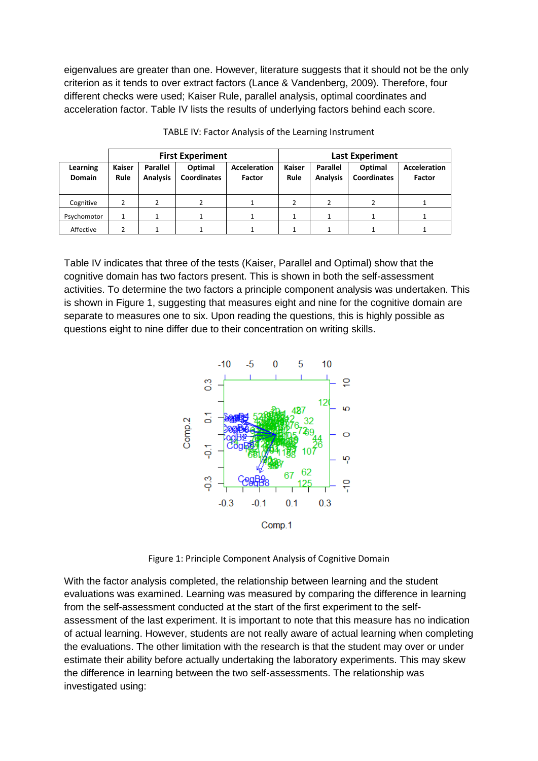eigenvalues are greater than one. However, literature suggests that it should not be the only criterion as it tends to over extract factors (Lance & Vandenberg, 2009). Therefore, four different checks were used; Kaiser Rule, parallel analysis, optimal coordinates and acceleration factor. Table IV lists the results of underlying factors behind each score.

TABLE IV: Factor Analysis of the Learning Instrument

| | First Experiment | | | | Last Experiment | | | |
|---|---|---|---|---|---|---|---|---|
| **Learning Domain** | **Kaiser Rule** | **Parallel Analysis** | **Optimal Coordinates** | **Acceleration Factor** | **Kaiser Rule** | **Parallel Analysis** | **Optimal Coordinates** | **Acceleration Factor** |
| Cognitive | 2 | 2 | 2 | 1 | 2 | 2 | 2 | 1 |
| Psychomotor | 1 | 1 | 1 | 1 | 1 | 1 | 1 | 1 |
| Affective | 2 | 1 | 1 | 1 | 1 | 1 | 1 | 1 |

Table IV indicates that three of the tests (Kaiser, Parallel and Optimal) show that the cognitive domain has two factors present. This is shown in both the self-assessment activities. To determine the two factors a principle component analysis was undertaken. This is shown in Figure 1, suggesting that measures eight and nine for the cognitive domain are separate to measures one to six. Upon reading the questions, this is highly possible as questions eight to nine differ due to their concentration on writing skills.

Figure 1: Principle Component Analysis of Cognitive Domain

With the factor analysis completed, the relationship between learning and the student evaluations was examined. Learning was measured by comparing the difference in learning from the self-assessment conducted at the start of the first experiment to the self-assessment of the last experiment. It is important to note that this measure has no indication of actual learning. However, students are not really aware of actual learning when completing the evaluations. The other limitation with the research is that the student may over or under estimate their ability before actually undertaking the laboratory experiments. This may skew the difference in learning between the two self-assessments. The relationship was investigated using: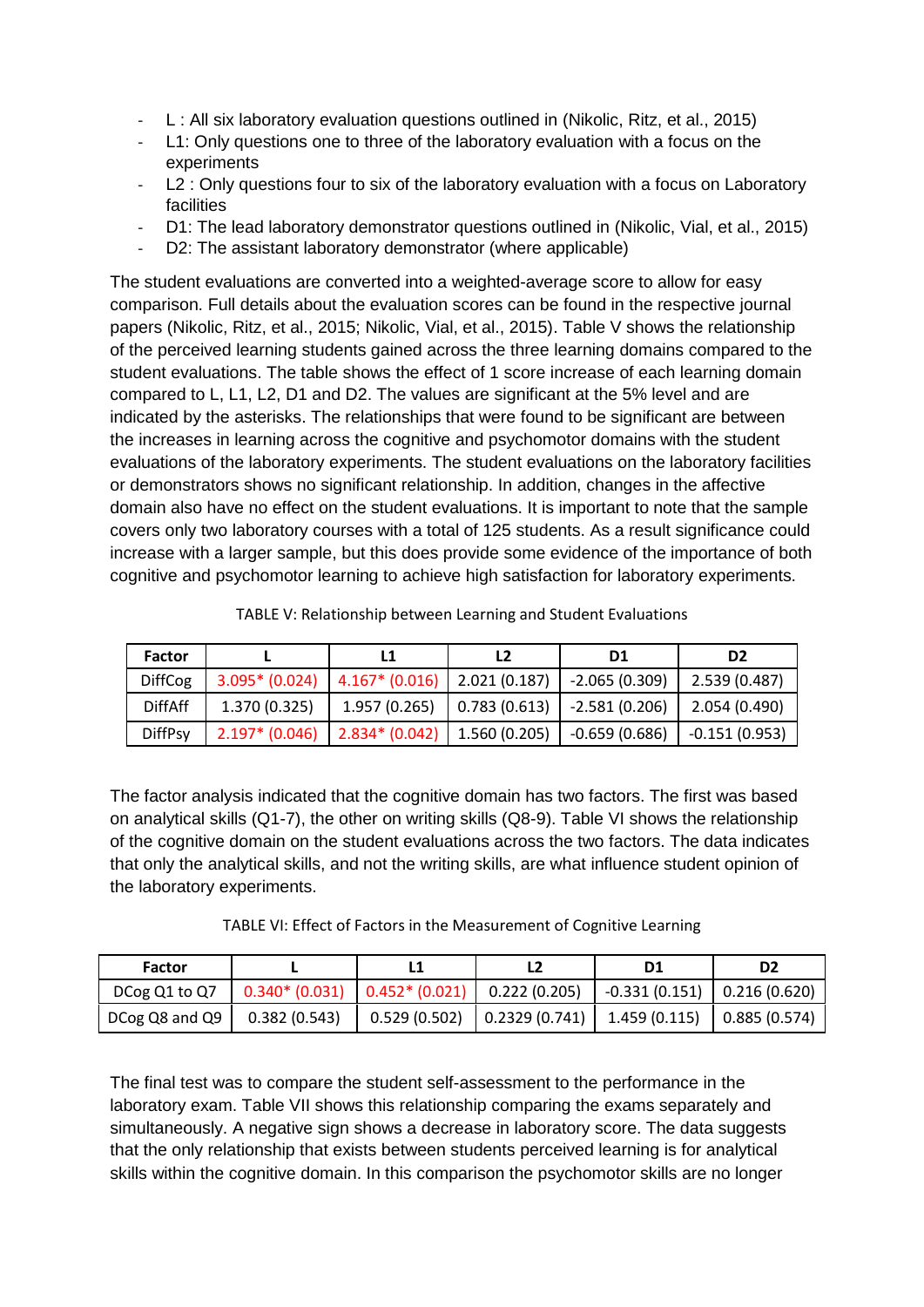- L : All six laboratory evaluation questions outlined in (Nikolic, Ritz, et al., 2015)
- L1: Only questions one to three of the laboratory evaluation with a focus on the experiments
- L2 : Only questions four to six of the laboratory evaluation with a focus on Laboratory facilities
- D1: The lead laboratory demonstrator questions outlined in (Nikolic, Vial, et al., 2015)
- D2: The assistant laboratory demonstrator (where applicable)

The student evaluations are converted into a weighted-average score to allow for easy comparison. Full details about the evaluation scores can be found in the respective journal papers (Nikolic, Ritz, et al., 2015; Nikolic, Vial, et al., 2015). Table V shows the relationship of the perceived learning students gained across the three learning domains compared to the student evaluations. The table shows the effect of 1 score increase of each learning domain compared to L, L1, L2, D1 and D2. The values are significant at the 5% level and are indicated by the asterisks. The relationships that were found to be significant are between the increases in learning across the cognitive and psychomotor domains with the student evaluations of the laboratory experiments. The student evaluations on the laboratory facilities or demonstrators shows no significant relationship. In addition, changes in the affective domain also have no effect on the student evaluations. It is important to note that the sample covers only two laboratory courses with a total of 125 students. As a result significance could increase with a larger sample, but this does provide some evidence of the importance of both cognitive and psychomotor learning to achieve high satisfaction for laboratory experiments.

TABLE V: Relationship between Learning and Student Evaluations

| Factor | L | L1 | L2 | D1 | D2 |
|---|---|---|---|---|---|
| DiffCog | 3.095* (0.024) | 4.167* (0.016) | 2.021 (0.187) | -2.065 (0.309) | 2.539 (0.487) |
| DiffAff | 1.370 (0.325) | 1.957 (0.265) | 0.783 (0.613) | -2.581 (0.206) | 2.054 (0.490) |
| DiffPsy | 2.197* (0.046) | 2.834* (0.042) | 1.560 (0.205) | -0.659 (0.686) | -0.151 (0.953) |

The factor analysis indicated that the cognitive domain has two factors. The first was based on analytical skills (Q1-7), the other on writing skills (Q8-9). Table VI shows the relationship of the cognitive domain on the student evaluations across the two factors. The data indicates that only the analytical skills, and not the writing skills, are what influence student opinion of the laboratory experiments.

TABLE VI: Effect of Factors in the Measurement of Cognitive Learning

| Factor | L | L1 | L2 | D1 | D2 |
|---|---|---|---|---|---|
| DCog Q1 to Q7 | 0.340* (0.031) | 0.452* (0.021) | 0.222 (0.205) | -0.331 (0.151) | 0.216 (0.620) |
| DCog Q8 and Q9 | 0.382 (0.543) | 0.529 (0.502) | 0.2329 (0.741) | 1.459 (0.115) | 0.885 (0.574) |

The final test was to compare the student self-assessment to the performance in the laboratory exam. Table VII shows this relationship comparing the exams separately and simultaneously. A negative sign shows a decrease in laboratory score. The data suggests that the only relationship that exists between students perceived learning is for analytical skills within the cognitive domain. In this comparison the psychomotor skills are no longer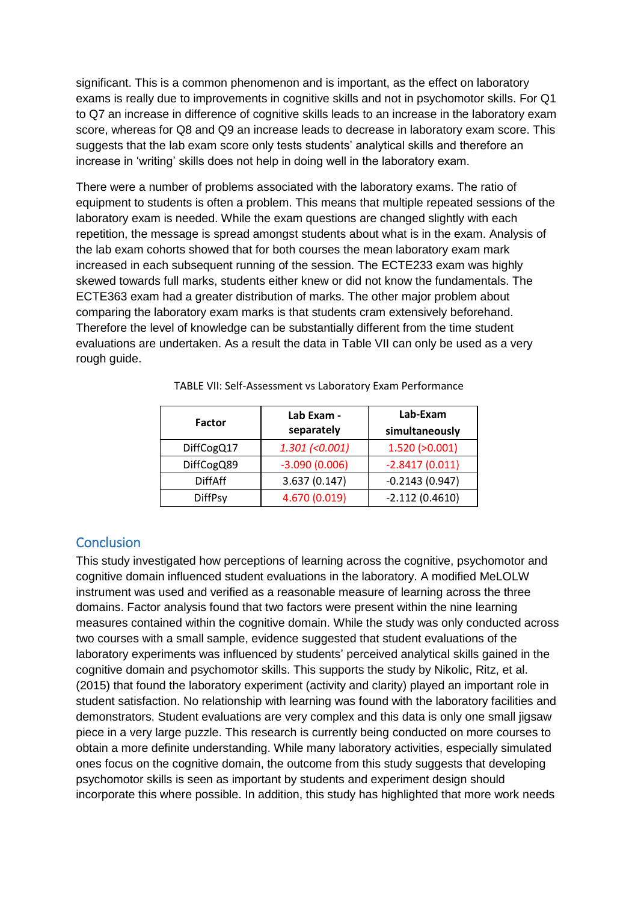significant. This is a common phenomenon and is important, as the effect on laboratory exams is really due to improvements in cognitive skills and not in psychomotor skills. For Q1 to Q7 an increase in difference of cognitive skills leads to an increase in the laboratory exam score, whereas for Q8 and Q9 an increase leads to decrease in laboratory exam score. This suggests that the lab exam score only tests students' analytical skills and therefore an increase in 'writing' skills does not help in doing well in the laboratory exam.

There were a number of problems associated with the laboratory exams. The ratio of equipment to students is often a problem. This means that multiple repeated sessions of the laboratory exam is needed. While the exam questions are changed slightly with each repetition, the message is spread amongst students about what is in the exam. Analysis of the lab exam cohorts showed that for both courses the mean laboratory exam mark increased in each subsequent running of the session. The ECTE233 exam was highly skewed towards full marks, students either knew or did not know the fundamentals. The ECTE363 exam had a greater distribution of marks. The other major problem about comparing the laboratory exam marks is that students cram extensively beforehand. Therefore the level of knowledge can be substantially different from the time student evaluations are undertaken. As a result the data in Table VII can only be used as a very rough guide.

TABLE VII: Self-Assessment vs Laboratory Exam Performance

| Factor | Lab Exam - separately | Lab-Exam simultaneously |
|---|---|---|
| DiffCogQ17 | *1.301 (<0.001)* | 1.520 (>0.001) |
| DiffCogQ89 | -3.090 (0.006) | -2.8417 (0.011) |
| DiffAff | 3.637 (0.147) | -0.2143 (0.947) |
| DiffPsy | 4.670 (0.019) | -2.112 (0.4610) |

## Conclusion

This study investigated how perceptions of learning across the cognitive, psychomotor and cognitive domain influenced student evaluations in the laboratory. A modified MeLOLW instrument was used and verified as a reasonable measure of learning across the three domains. Factor analysis found that two factors were present within the nine learning measures contained within the cognitive domain. While the study was only conducted across two courses with a small sample, evidence suggested that student evaluations of the laboratory experiments was influenced by students' perceived analytical skills gained in the cognitive domain and psychomotor skills. This supports the study by Nikolic, Ritz, et al. (2015) that found the laboratory experiment (activity and clarity) played an important role in student satisfaction. No relationship with learning was found with the laboratory facilities and demonstrators. Student evaluations are very complex and this data is only one small jigsaw piece in a very large puzzle. This research is currently being conducted on more courses to obtain a more definite understanding. While many laboratory activities, especially simulated ones focus on the cognitive domain, the outcome from this study suggests that developing psychomotor skills is seen as important by students and experiment design should incorporate this where possible. In addition, this study has highlighted that more work needs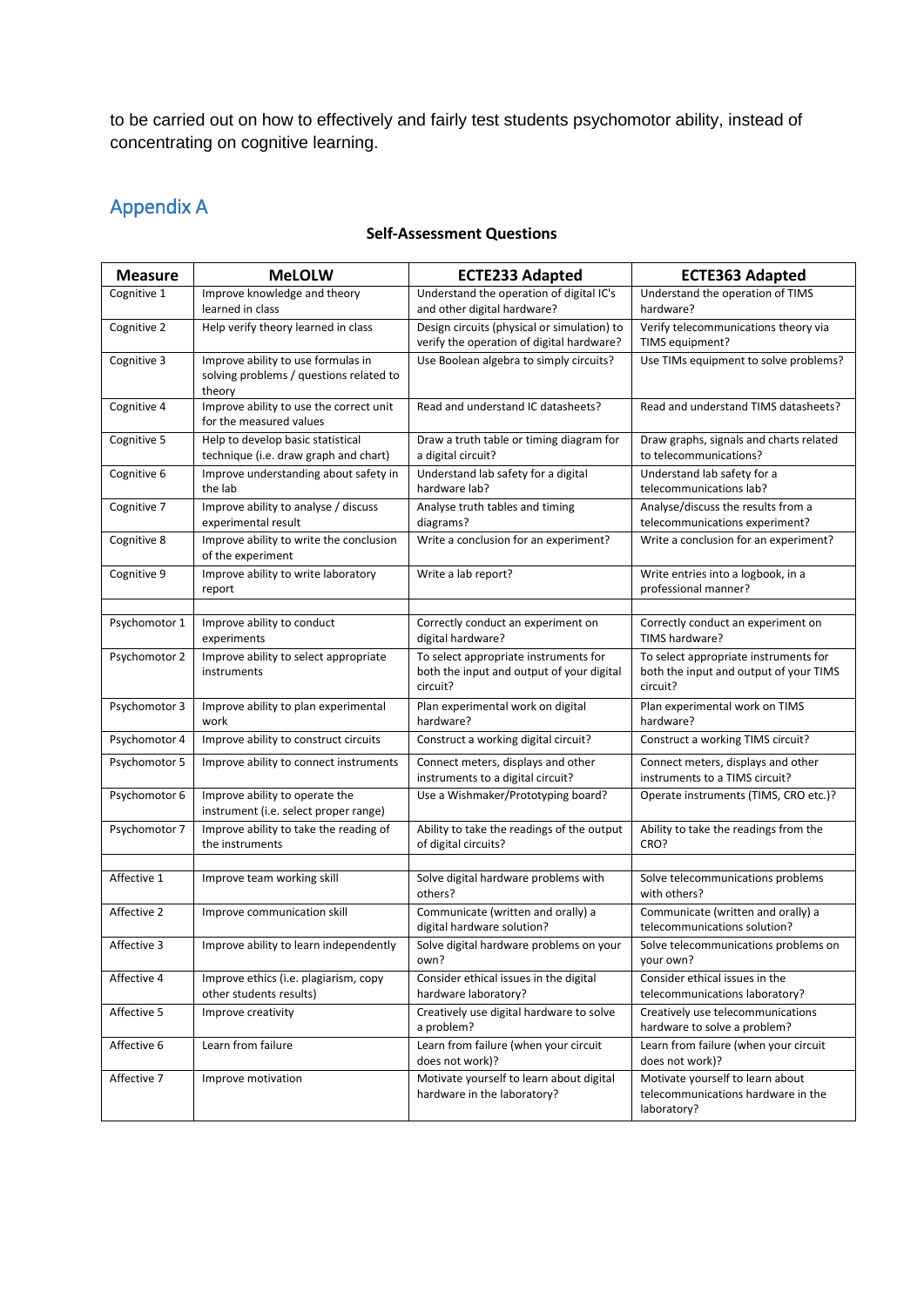to be carried out on how to effectively and fairly test students psychomotor ability, instead of concentrating on cognitive learning.

## Appendix A

**Self-Assessment Questions**

| Measure | MeLOLW | ECTE233 Adapted | ECTE363 Adapted |
|---|---|---|---|
| Cognitive 1 | Improve knowledge and theory learned in class | Understand the operation of digital IC's and other digital hardware? | Understand the operation of TIMS hardware? |
| Cognitive 2 | Help verify theory learned in class | Design circuits (physical or simulation) to verify the operation of digital hardware? | Verify telecommunications theory via TIMS equipment? |
| Cognitive 3 | Improve ability to use formulas in solving problems / questions related to theory | Use Boolean algebra to simply circuits? | Use TIMs equipment to solve problems? |
| Cognitive 4 | Improve ability to use the correct unit for the measured values | Read and understand IC datasheets? | Read and understand TIMS datasheets? |
| Cognitive 5 | Help to develop basic statistical technique (i.e. draw graph and chart) | Draw a truth table or timing diagram for a digital circuit? | Draw graphs, signals and charts related to telecommunications? |
| Cognitive 6 | Improve understanding about safety in the lab | Understand lab safety for a digital hardware lab? | Understand lab safety for a telecommunications lab? |
| Cognitive 7 | Improve ability to analyse / discuss experimental result | Analyse truth tables and timing diagrams? | Analyse/discuss the results from a telecommunications experiment? |
| Cognitive 8 | Improve ability to write the conclusion of the experiment | Write a conclusion for an experiment? | Write a conclusion for an experiment? |
| Cognitive 9 | Improve ability to write laboratory report | Write a lab report? | Write entries into a logbook, in a professional manner? |
| | | | |
| Psychomotor 1 | Improve ability to conduct experiments | Correctly conduct an experiment on digital hardware? | Correctly conduct an experiment on TIMS hardware? |
| Psychomotor 2 | Improve ability to select appropriate instruments | To select appropriate instruments for both the input and output of your digital circuit? | To select appropriate instruments for both the input and output of your TIMS circuit? |
| Psychomotor 3 | Improve ability to plan experimental work | Plan experimental work on digital hardware? | Plan experimental work on TIMS hardware? |
| Psychomotor 4 | Improve ability to construct circuits | Construct a working digital circuit? | Construct a working TIMS circuit? |
| Psychomotor 5 | Improve ability to connect instruments | Connect meters, displays and other instruments to a digital circuit? | Connect meters, displays and other instruments to a TIMS circuit? |
| Psychomotor 6 | Improve ability to operate the instrument (i.e. select proper range) | Use a Wishmaker/Prototyping board? | Operate instruments (TIMS, CRO etc.)? |
| Psychomotor 7 | Improve ability to take the reading of the instruments | Ability to take the readings of the output of digital circuits? | Ability to take the readings from the CRO? |
| | | | |
| Affective 1 | Improve team working skill | Solve digital hardware problems with others? | Solve telecommunications problems with others? |
| Affective 2 | Improve communication skill | Communicate (written and orally) a digital hardware solution? | Communicate (written and orally) a telecommunications solution? |
| Affective 3 | Improve ability to learn independently | Solve digital hardware problems on your own? | Solve telecommunications problems on your own? |
| Affective 4 | Improve ethics (i.e. plagiarism, copy other students results) | Consider ethical issues in the digital hardware laboratory? | Consider ethical issues in the telecommunications laboratory? |
| Affective 5 | Improve creativity | Creatively use digital hardware to solve a problem? | Creatively use telecommunications hardware to solve a problem? |
| Affective 6 | Learn from failure | Learn from failure (when your circuit does not work)? | Learn from failure (when your circuit does not work)? |
| Affective 7 | Improve motivation | Motivate yourself to learn about digital hardware in the laboratory? | Motivate yourself to learn about telecommunications hardware in the laboratory? |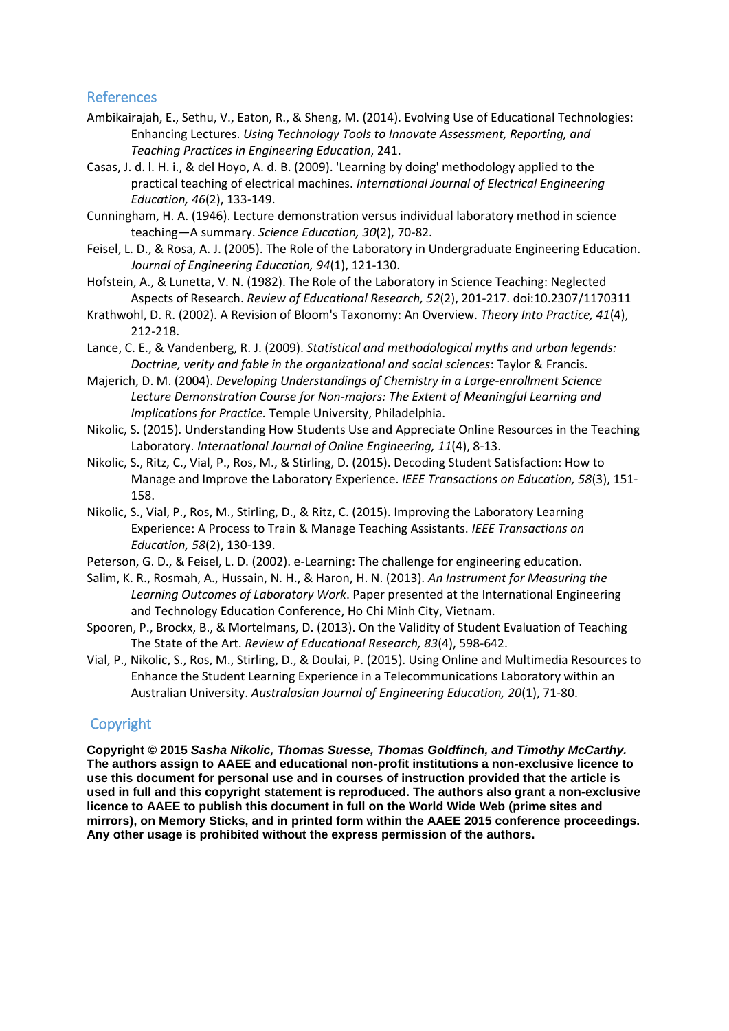## References

Ambikairajah, E., Sethu, V., Eaton, R., & Sheng, M. (2014). Evolving Use of Educational Technologies: Enhancing Lectures. *Using Technology Tools to Innovate Assessment, Reporting, and Teaching Practices in Engineering Education*, 241.

Casas, J. d. l. H. i., & del Hoyo, A. d. B. (2009). 'Learning by doing' methodology applied to the practical teaching of electrical machines. *International Journal of Electrical Engineering Education, 46*(2), 133-149.

Cunningham, H. A. (1946). Lecture demonstration versus individual laboratory method in science teaching—A summary. *Science Education, 30*(2), 70-82.

Feisel, L. D., & Rosa, A. J. (2005). The Role of the Laboratory in Undergraduate Engineering Education. *Journal of Engineering Education, 94*(1), 121-130.

Hofstein, A., & Lunetta, V. N. (1982). The Role of the Laboratory in Science Teaching: Neglected Aspects of Research. *Review of Educational Research, 52*(2), 201-217. doi:10.2307/1170311

Krathwohl, D. R. (2002). A Revision of Bloom's Taxonomy: An Overview. *Theory Into Practice, 41*(4), 212-218.

Lance, C. E., & Vandenberg, R. J. (2009). *Statistical and methodological myths and urban legends: Doctrine, verity and fable in the organizational and social sciences*: Taylor & Francis.

Majerich, D. M. (2004). *Developing Understandings of Chemistry in a Large-enrollment Science Lecture Demonstration Course for Non-majors: The Extent of Meaningful Learning and Implications for Practice.* Temple University, Philadelphia.

Nikolic, S. (2015). Understanding How Students Use and Appreciate Online Resources in the Teaching Laboratory. *International Journal of Online Engineering, 11*(4), 8-13.

Nikolic, S., Ritz, C., Vial, P., Ros, M., & Stirling, D. (2015). Decoding Student Satisfaction: How to Manage and Improve the Laboratory Experience. *IEEE Transactions on Education, 58*(3), 151-158.

Nikolic, S., Vial, P., Ros, M., Stirling, D., & Ritz, C. (2015). Improving the Laboratory Learning Experience: A Process to Train & Manage Teaching Assistants. *IEEE Transactions on Education, 58*(2), 130-139.

Peterson, G. D., & Feisel, L. D. (2002). e-Learning: The challenge for engineering education.

Salim, K. R., Rosmah, A., Hussain, N. H., & Haron, H. N. (2013). *An Instrument for Measuring the Learning Outcomes of Laboratory Work*. Paper presented at the International Engineering and Technology Education Conference, Ho Chi Minh City, Vietnam.

Spooren, P., Brockx, B., & Mortelmans, D. (2013). On the Validity of Student Evaluation of Teaching The State of the Art. *Review of Educational Research, 83*(4), 598-642.

Vial, P., Nikolic, S., Ros, M., Stirling, D., & Doulai, P. (2015). Using Online and Multimedia Resources to Enhance the Student Learning Experience in a Telecommunications Laboratory within an Australian University. *Australasian Journal of Engineering Education, 20*(1), 71-80.

## Copyright

**Copyright © 2015 *Sasha Nikolic, Thomas Suesse, Thomas Goldfinch, and Timothy McCarthy.* The authors assign to AAEE and educational non-profit institutions a non-exclusive licence to use this document for personal use and in courses of instruction provided that the article is used in full and this copyright statement is reproduced. The authors also grant a non-exclusive licence to AAEE to publish this document in full on the World Wide Web (prime sites and mirrors), on Memory Sticks, and in printed form within the AAEE 2015 conference proceedings. Any other usage is prohibited without the express permission of the authors.**